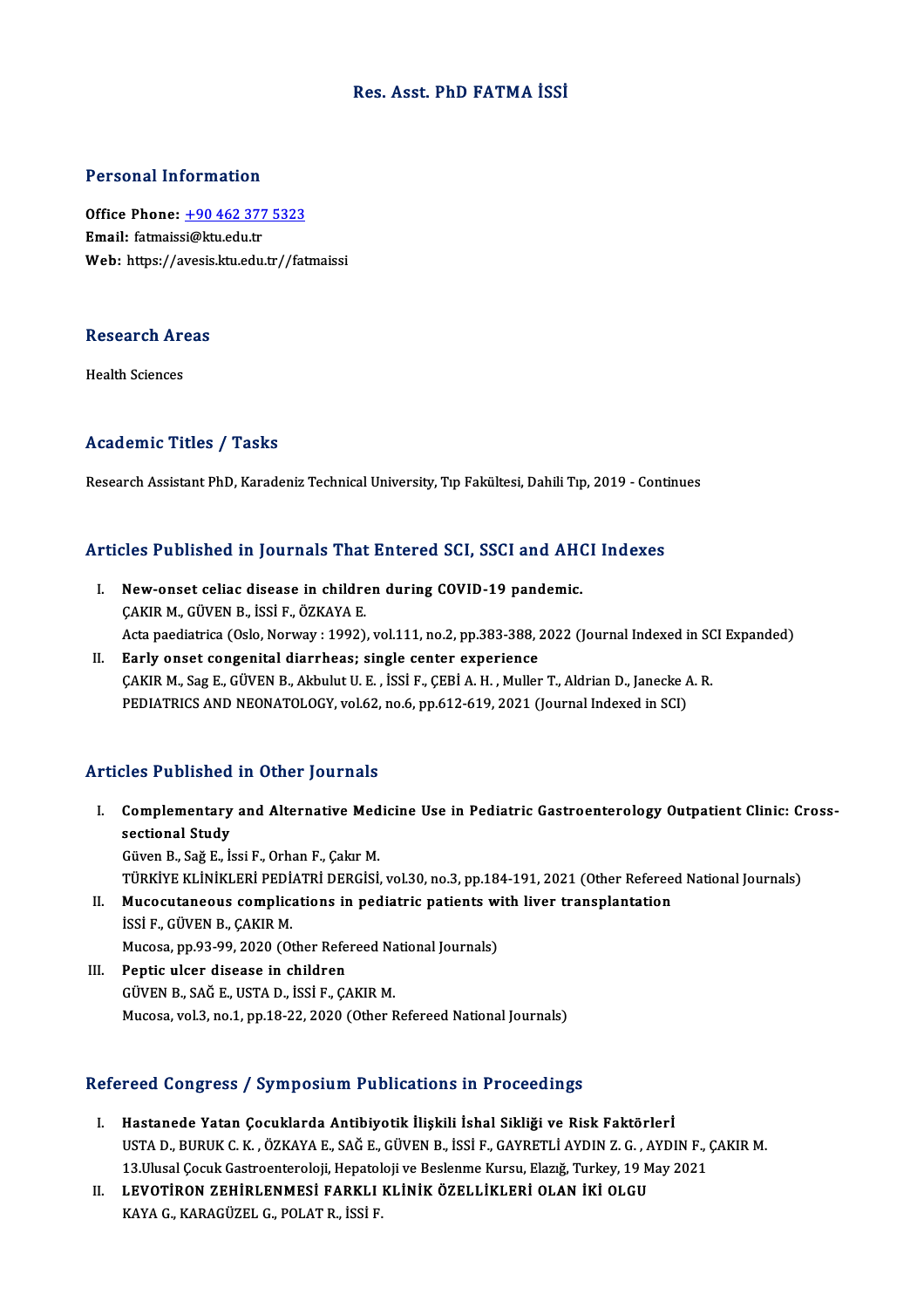# Res. Asst. PhD FATMA İSSİ

## Personal Information

**Office Phone:** +90 462 377 5323
**Email:** fatmaissi@ktu.edu.tr
**Web:** https://avesis.ktu.edu.tr//fatmaissi

## Research Areas

Health Sciences

## Academic Titles / Tasks

Research Assistant PhD, Karadeniz Technical University, Tıp Fakültesi, Dahili Tıp, 2019 - Continues

## Articles Published in Journals That Entered SCI, SSCI and AHCI Indexes

I. **New-onset celiac disease in children during COVID-19 pandemic.**
ÇAKIR M., GÜVEN B., İSSİ F., ÖZKAYA E.
Acta paediatrica (Oslo, Norway : 1992), vol.111, no.2, pp.383-388, 2022 (Journal Indexed in SCI Expanded)

II. **Early onset congenital diarrheas; single center experience**
ÇAKIR M., Sag E., GÜVEN B., Akbulut U. E. , İSSİ F., ÇEBİ A. H. , Muller T., Aldrian D., Janecke A. R.
PEDIATRICS AND NEONATOLOGY, vol.62, no.6, pp.612-619, 2021 (Journal Indexed in SCI)

## Articles Published in Other Journals

I. **Complementary and Alternative Medicine Use in Pediatric Gastroenterology Outpatient Clinic: Cross-sectional Study**
Güven B., Sağ E., İssi F., Orhan F., Çakır M.
TÜRKİYE KLİNİKLERİ PEDİATRİ DERGİSİ, vol.30, no.3, pp.184-191, 2021 (Other Refereed National Journals)

II. **Mucocutaneous complications in pediatric patients with liver transplantation**
İSSİ F., GÜVEN B., ÇAKIR M.
Mucosa, pp.93-99, 2020 (Other Refereed National Journals)

III. **Peptic ulcer disease in children**
GÜVEN B., SAĞ E., USTA D., İSSİ F., ÇAKIR M.
Mucosa, vol.3, no.1, pp.18-22, 2020 (Other Refereed National Journals)

## Refereed Congress / Symposium Publications in Proceedings

I. **Hastanede Yatan Çocuklarda Antibiyotik İlişkili İshal Sikliği ve Risk Faktörleri**
USTA D., BURUK C. K. , ÖZKAYA E., SAĞ E., GÜVEN B., İSSİ F., GAYRETLİ AYDIN Z. G. , AYDIN F., ÇAKIR M.
13.Ulusal Çocuk Gastroenteroloji, Hepatoloji ve Beslenme Kursu, Elazığ, Turkey, 19 May 2021

II. **LEVOTİRON ZEHİRLENMESİ FARKLI KLİNİK ÖZELLİKLERİ OLAN İKİ OLGU**
KAYA G., KARAGÜZEL G., POLAT R., İSSİ F.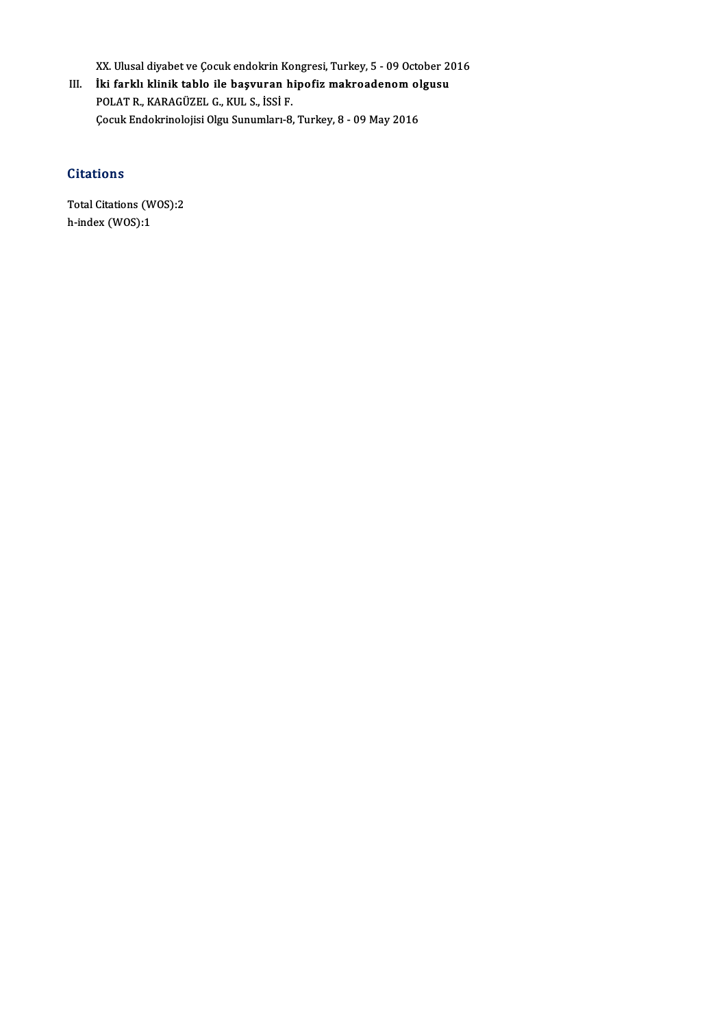XX. Ulusal diyabet ve Çocuk endokrin Kongresi, Turkey, 5 - 09 October 2016

III. **İki farklı klinik tablo ile başvuran hipofiz makroadenom olgusu**
POLAT R., KARAGÜZEL G., KUL S., İSSİ F.
Çocuk Endokrinolojisi Olgu Sunumları-8, Turkey, 8 - 09 May 2016

## Citations

Total Citations (WOS):2
h-index (WOS):1